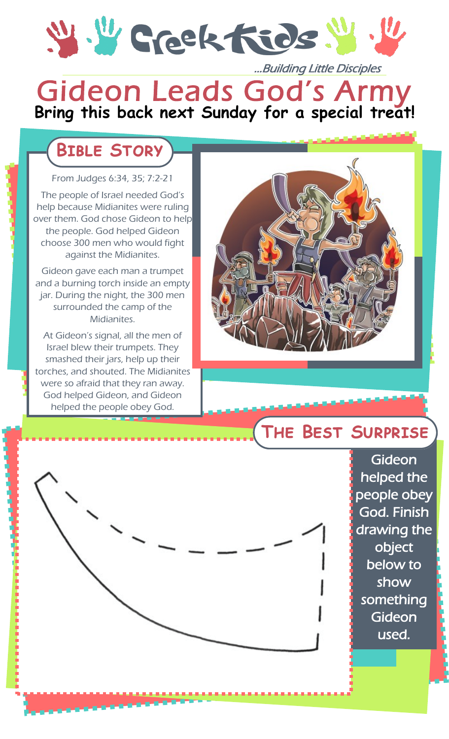# Creek Kids

*...Building Little Disciples*

# Gideon Leads God's Army

**Bring this back next Sunday for a special treat!**

## Bible Story

From Judges 6:34, 35; 7:2-21

The people of Israel needed God's help because Midianites were ruling over them. God chose Gideon to help the people. God helped Gideon choose 300 men who would fight against the Midianites.

Gideon gave each man a trumpet and a burning torch inside an empty jar. During the night, the 300 men surrounded the camp of the Midianites.

At Gideon's signal, all the men of Israel blew their trumpets. They smashed their jars, help up their torches, and shouted. The Midianites were so afraid that they ran away. God helped Gideon, and Gideon helped the people obey God.

## The Best Surprise

Gideon helped the people obey God. Finish drawing the object below to show something Gideon used.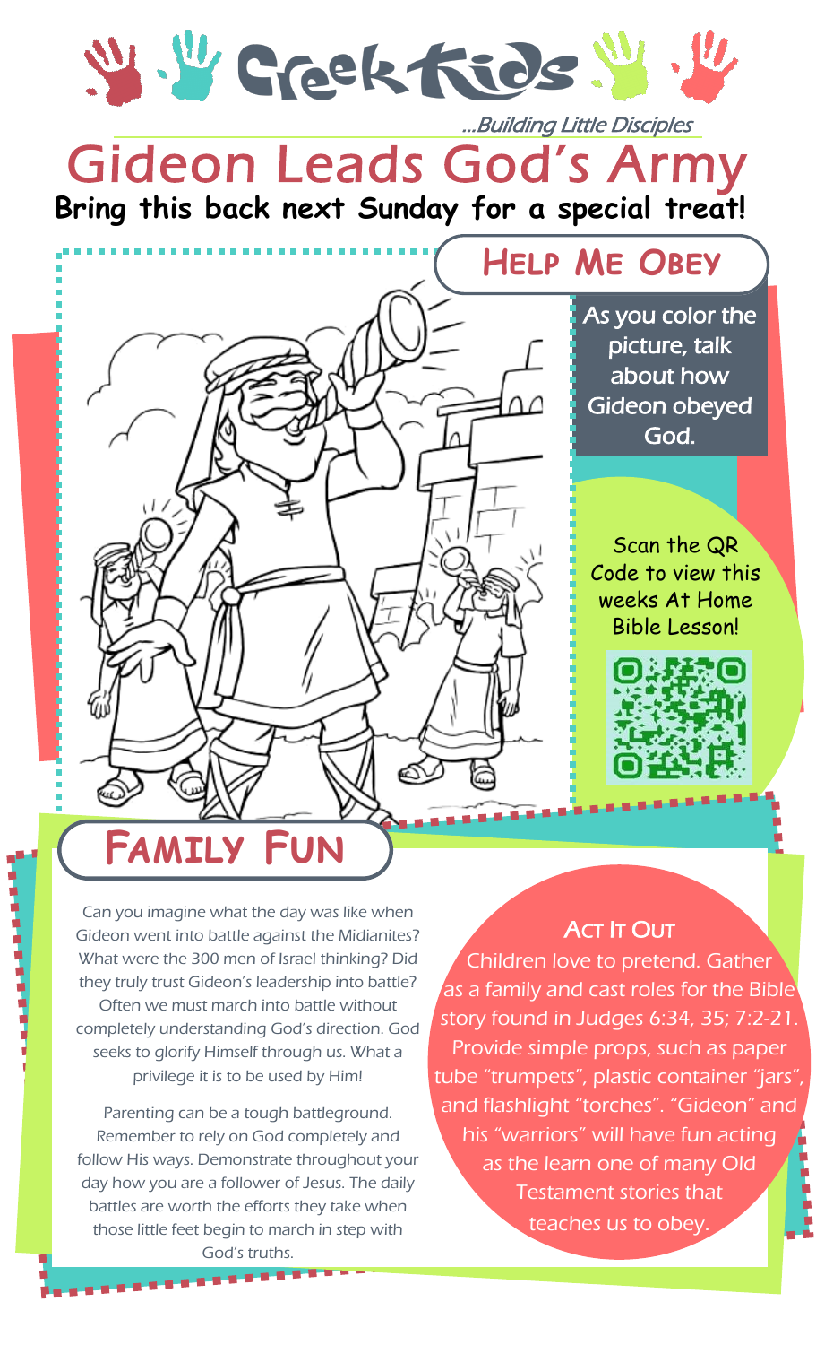# Creek Kids

*...Building Little Disciples*

# Gideon Leads God's Army

**Bring this back next Sunday for a special treat!**

## Help Me Obey

As you color the picture, talk about how Gideon obeyed God.

Scan the QR Code to view this weeks At Home Bible Lesson!

## Family Fun

Can you imagine what the day was like when Gideon went into battle against the Midianites? What were the 300 men of Israel thinking? Did they truly trust Gideon's leadership into battle? Often we must march into battle without completely understanding God's direction. God seeks to glorify Himself through us. What a privilege it is to be used by Him!

Parenting can be a tough battleground. Remember to rely on God completely and follow His ways. Demonstrate throughout your day how you are a follower of Jesus. The daily battles are worth the efforts they take when those little feet begin to march in step with God's truths.

### Act It Out

Children love to pretend. Gather as a family and cast roles for the Bible story found in Judges 6:34, 35; 7:2-21. Provide simple props, such as paper tube "trumpets", plastic container "jars", and flashlight "torches". "Gideon" and his "warriors" will have fun acting as the learn one of many Old Testament stories that teaches us to obey.